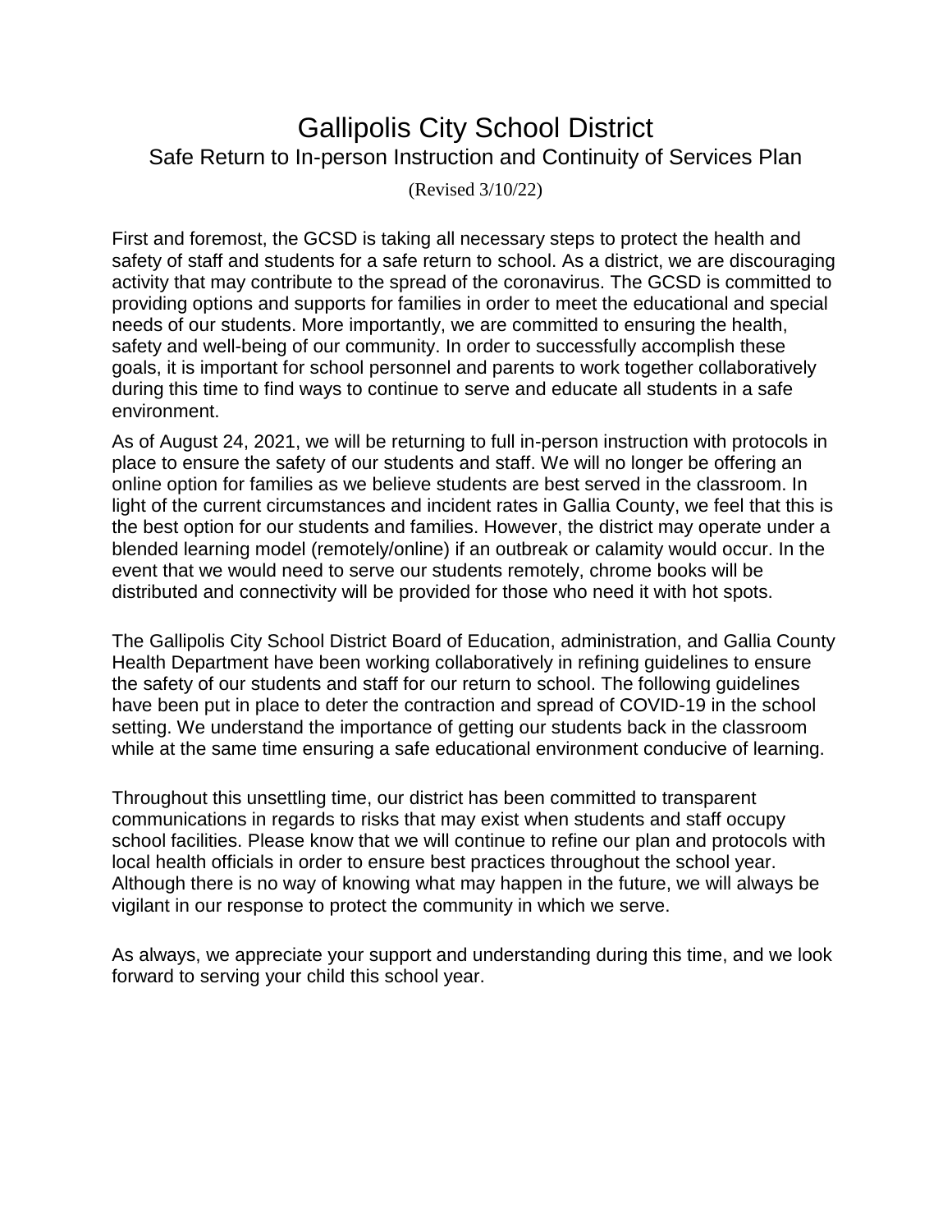# Gallipolis City School District

## Safe Return to In-person Instruction and Continuity of Services Plan

(Revised 3/10/22)

First and foremost, the GCSD is taking all necessary steps to protect the health and safety of staff and students for a safe return to school. As a district, we are discouraging activity that may contribute to the spread of the coronavirus. The GCSD is committed to providing options and supports for families in order to meet the educational and special needs of our students. More importantly, we are committed to ensuring the health, safety and well-being of our community. In order to successfully accomplish these goals, it is important for school personnel and parents to work together collaboratively during this time to find ways to continue to serve and educate all students in a safe environment.

As of August 24, 2021, we will be returning to full in-person instruction with protocols in place to ensure the safety of our students and staff. We will no longer be offering an online option for families as we believe students are best served in the classroom. In light of the current circumstances and incident rates in Gallia County, we feel that this is the best option for our students and families. However, the district may operate under a blended learning model (remotely/online) if an outbreak or calamity would occur. In the event that we would need to serve our students remotely, chrome books will be distributed and connectivity will be provided for those who need it with hot spots.

The Gallipolis City School District Board of Education, administration, and Gallia County Health Department have been working collaboratively in refining guidelines to ensure the safety of our students and staff for our return to school. The following guidelines have been put in place to deter the contraction and spread of COVID-19 in the school setting. We understand the importance of getting our students back in the classroom while at the same time ensuring a safe educational environment conducive of learning.

Throughout this unsettling time, our district has been committed to transparent communications in regards to risks that may exist when students and staff occupy school facilities. Please know that we will continue to refine our plan and protocols with local health officials in order to ensure best practices throughout the school year. Although there is no way of knowing what may happen in the future, we will always be vigilant in our response to protect the community in which we serve.

As always, we appreciate your support and understanding during this time, and we look forward to serving your child this school year.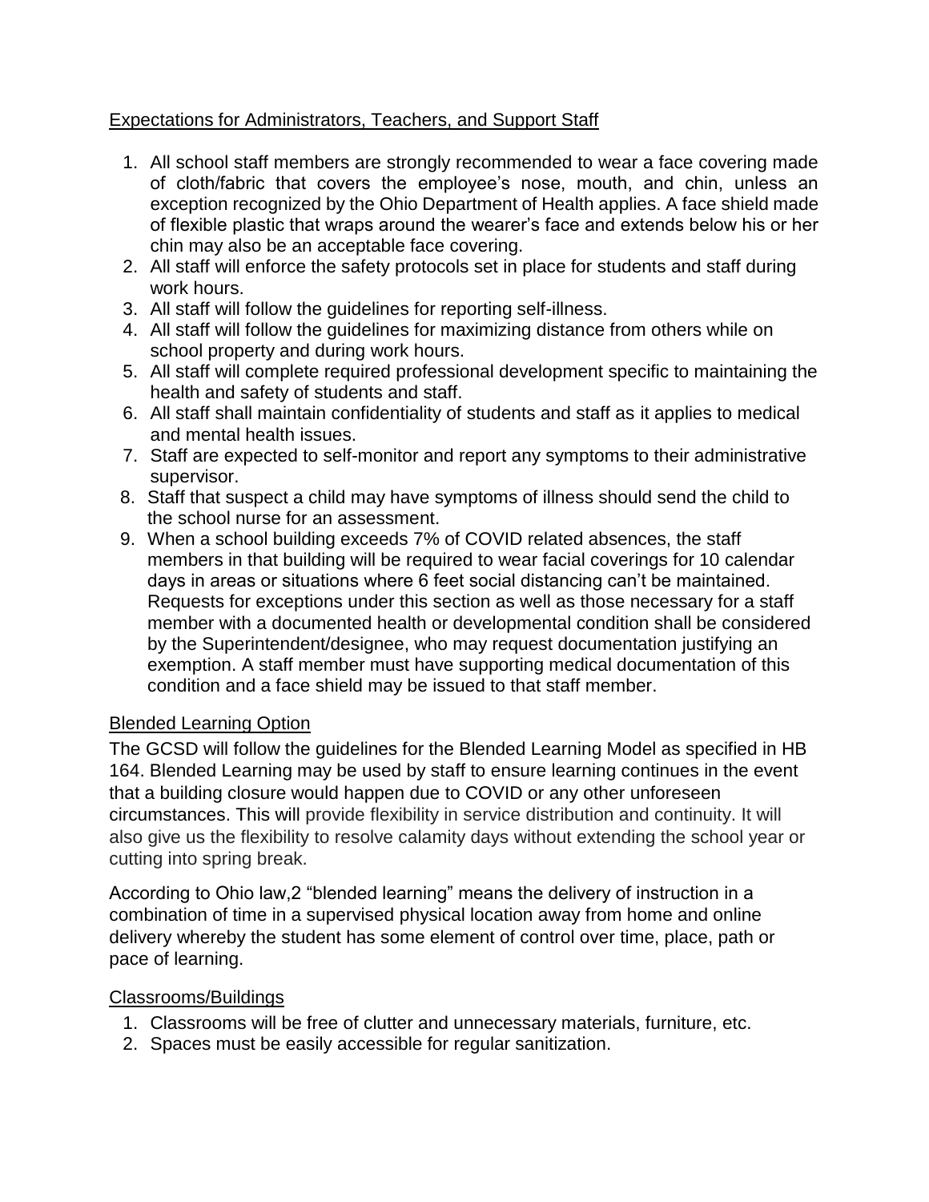## Expectations for Administrators, Teachers, and Support Staff

1. All school staff members are strongly recommended to wear a face covering made of cloth/fabric that covers the employee's nose, mouth, and chin, unless an exception recognized by the Ohio Department of Health applies. A face shield made of flexible plastic that wraps around the wearer's face and extends below his or her chin may also be an acceptable face covering.
2. All staff will enforce the safety protocols set in place for students and staff during work hours.
3. All staff will follow the guidelines for reporting self-illness.
4. All staff will follow the guidelines for maximizing distance from others while on school property and during work hours.
5. All staff will complete required professional development specific to maintaining the health and safety of students and staff.
6. All staff shall maintain confidentiality of students and staff as it applies to medical and mental health issues.
7. Staff are expected to self-monitor and report any symptoms to their administrative supervisor.
8. Staff that suspect a child may have symptoms of illness should send the child to the school nurse for an assessment.
9. When a school building exceeds 7% of COVID related absences, the staff members in that building will be required to wear facial coverings for 10 calendar days in areas or situations where 6 feet social distancing can't be maintained. Requests for exceptions under this section as well as those necessary for a staff member with a documented health or developmental condition shall be considered by the Superintendent/designee, who may request documentation justifying an exemption. A staff member must have supporting medical documentation of this condition and a face shield may be issued to that staff member.

## Blended Learning Option

The GCSD will follow the guidelines for the Blended Learning Model as specified in HB 164. Blended Learning may be used by staff to ensure learning continues in the event that a building closure would happen due to COVID or any other unforeseen circumstances. This will provide flexibility in service distribution and continuity. It will also give us the flexibility to resolve calamity days without extending the school year or cutting into spring break.

According to Ohio law,2 "blended learning" means the delivery of instruction in a combination of time in a supervised physical location away from home and online delivery whereby the student has some element of control over time, place, path or pace of learning.

## Classrooms/Buildings

1. Classrooms will be free of clutter and unnecessary materials, furniture, etc.
2. Spaces must be easily accessible for regular sanitization.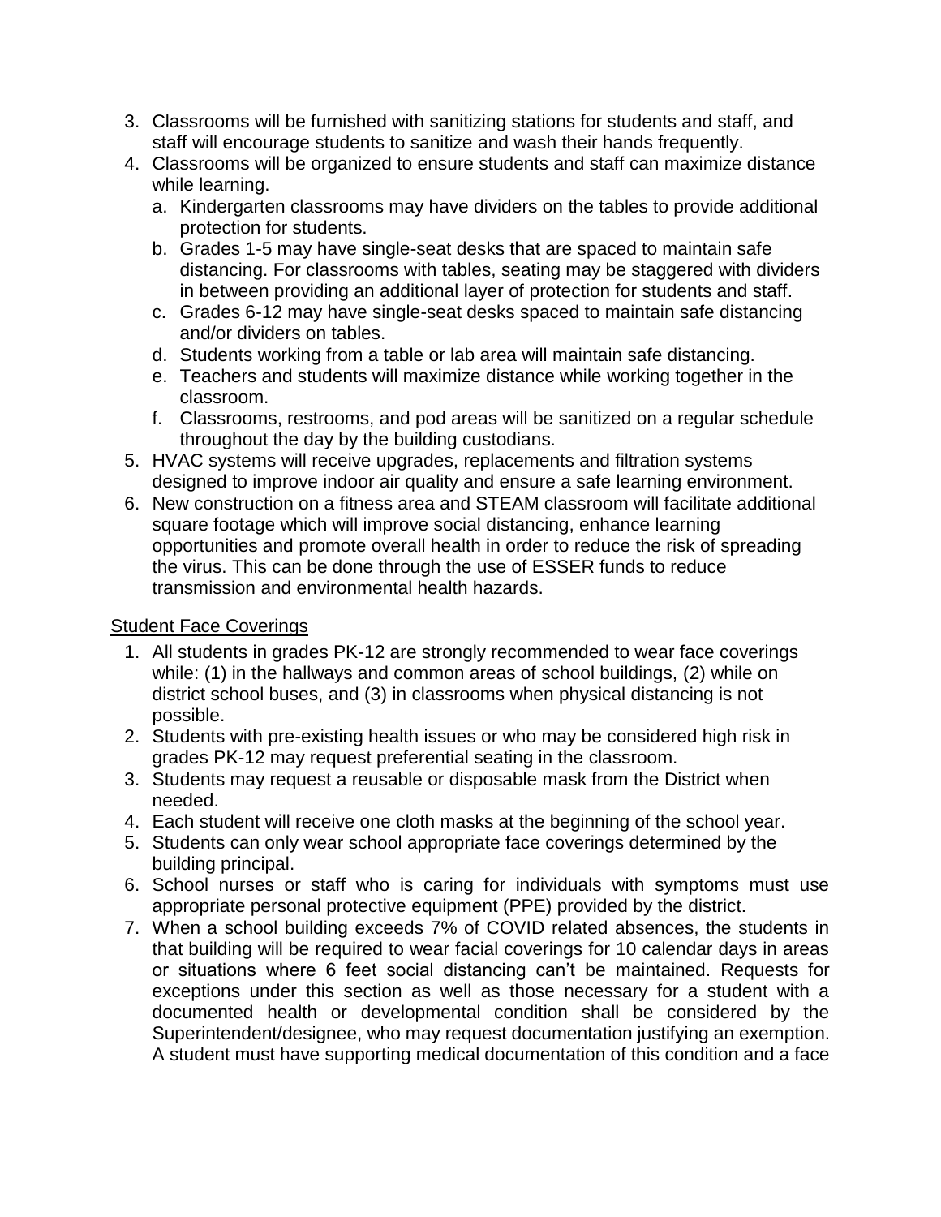3. Classrooms will be furnished with sanitizing stations for students and staff, and staff will encourage students to sanitize and wash their hands frequently.
4. Classrooms will be organized to ensure students and staff can maximize distance while learning.
    a. Kindergarten classrooms may have dividers on the tables to provide additional protection for students.
    b. Grades 1-5 may have single-seat desks that are spaced to maintain safe distancing. For classrooms with tables, seating may be staggered with dividers in between providing an additional layer of protection for students and staff.
    c. Grades 6-12 may have single-seat desks spaced to maintain safe distancing and/or dividers on tables.
    d. Students working from a table or lab area will maintain safe distancing.
    e. Teachers and students will maximize distance while working together in the classroom.
    f. Classrooms, restrooms, and pod areas will be sanitized on a regular schedule throughout the day by the building custodians.
5. HVAC systems will receive upgrades, replacements and filtration systems designed to improve indoor air quality and ensure a safe learning environment.
6. New construction on a fitness area and STEAM classroom will facilitate additional square footage which will improve social distancing, enhance learning opportunities and promote overall health in order to reduce the risk of spreading the virus. This can be done through the use of ESSER funds to reduce transmission and environmental health hazards.

<u>Student Face Coverings</u>

1. All students in grades PK-12 are strongly recommended to wear face coverings while: (1) in the hallways and common areas of school buildings, (2) while on district school buses, and (3) in classrooms when physical distancing is not possible.
2. Students with pre-existing health issues or who may be considered high risk in grades PK-12 may request preferential seating in the classroom.
3. Students may request a reusable or disposable mask from the District when needed.
4. Each student will receive one cloth masks at the beginning of the school year.
5. Students can only wear school appropriate face coverings determined by the building principal.
6. School nurses or staff who is caring for individuals with symptoms must use appropriate personal protective equipment (PPE) provided by the district.
7. When a school building exceeds 7% of COVID related absences, the students in that building will be required to wear facial coverings for 10 calendar days in areas or situations where 6 feet social distancing can't be maintained. Requests for exceptions under this section as well as those necessary for a student with a documented health or developmental condition shall be considered by the Superintendent/designee, who may request documentation justifying an exemption. A student must have supporting medical documentation of this condition and a face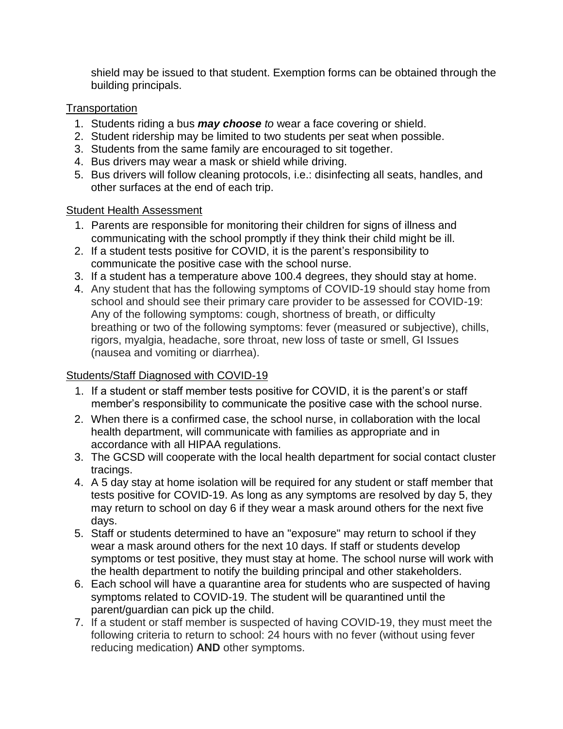shield may be issued to that student. Exemption forms can be obtained through the building principals.

Transportation

1. Students riding a bus ***may choose*** *to* wear a face covering or shield.
2. Student ridership may be limited to two students per seat when possible.
3. Students from the same family are encouraged to sit together.
4. Bus drivers may wear a mask or shield while driving.
5. Bus drivers will follow cleaning protocols, i.e.: disinfecting all seats, handles, and other surfaces at the end of each trip.

Student Health Assessment

1. Parents are responsible for monitoring their children for signs of illness and communicating with the school promptly if they think their child might be ill.
2. If a student tests positive for COVID, it is the parent's responsibility to communicate the positive case with the school nurse.
3. If a student has a temperature above 100.4 degrees, they should stay at home.
4. Any student that has the following symptoms of COVID-19 should stay home from school and should see their primary care provider to be assessed for COVID-19: Any of the following symptoms: cough, shortness of breath, or difficulty breathing or two of the following symptoms: fever (measured or subjective), chills, rigors, myalgia, headache, sore throat, new loss of taste or smell, GI Issues (nausea and vomiting or diarrhea).

Students/Staff Diagnosed with COVID-19

1. If a student or staff member tests positive for COVID, it is the parent's or staff member's responsibility to communicate the positive case with the school nurse.
2. When there is a confirmed case, the school nurse, in collaboration with the local health department, will communicate with families as appropriate and in accordance with all HIPAA regulations.
3. The GCSD will cooperate with the local health department for social contact cluster tracings.
4. A 5 day stay at home isolation will be required for any student or staff member that tests positive for COVID-19. As long as any symptoms are resolved by day 5, they may return to school on day 6 if they wear a mask around others for the next five days.
5. Staff or students determined to have an "exposure" may return to school if they wear a mask around others for the next 10 days. If staff or students develop symptoms or test positive, they must stay at home. The school nurse will work with the health department to notify the building principal and other stakeholders.
6. Each school will have a quarantine area for students who are suspected of having symptoms related to COVID-19. The student will be quarantined until the parent/guardian can pick up the child.
7. If a student or staff member is suspected of having COVID-19, they must meet the following criteria to return to school: 24 hours with no fever (without using fever reducing medication) **AND** other symptoms.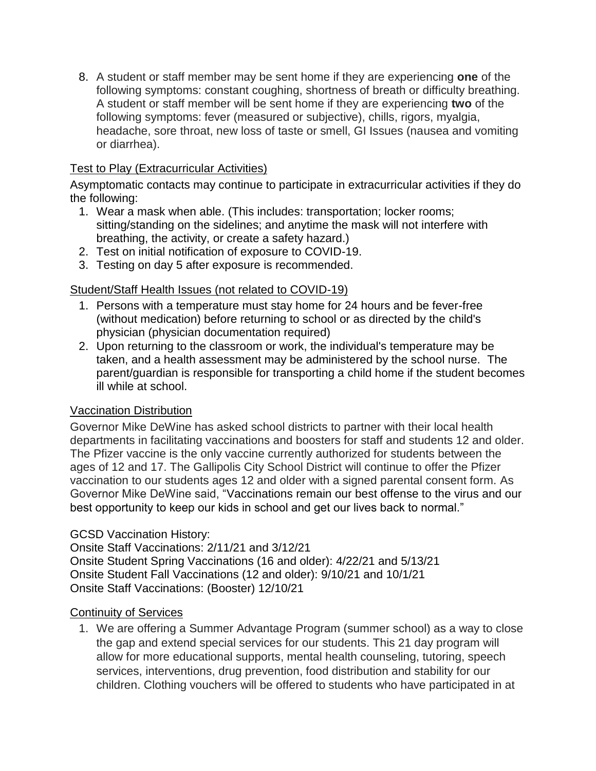8. A student or staff member may be sent home if they are experiencing **one** of the following symptoms: constant coughing, shortness of breath or difficulty breathing. A student or staff member will be sent home if they are experiencing **two** of the following symptoms: fever (measured or subjective), chills, rigors, myalgia, headache, sore throat, new loss of taste or smell, GI Issues (nausea and vomiting or diarrhea).

## Test to Play (Extracurricular Activities)

Asymptomatic contacts may continue to participate in extracurricular activities if they do the following:

1. Wear a mask when able. (This includes: transportation; locker rooms; sitting/standing on the sidelines; and anytime the mask will not interfere with breathing, the activity, or create a safety hazard.)
2. Test on initial notification of exposure to COVID-19.
3. Testing on day 5 after exposure is recommended.

## Student/Staff Health Issues (not related to COVID-19)

1. Persons with a temperature must stay home for 24 hours and be fever-free (without medication) before returning to school or as directed by the child's physician (physician documentation required)
2. Upon returning to the classroom or work, the individual's temperature may be taken, and a health assessment may be administered by the school nurse. The parent/guardian is responsible for transporting a child home if the student becomes ill while at school.

## Vaccination Distribution

Governor Mike DeWine has asked school districts to partner with their local health departments in facilitating vaccinations and boosters for staff and students 12 and older. The Pfizer vaccine is the only vaccine currently authorized for students between the ages of 12 and 17. The Gallipolis City School District will continue to offer the Pfizer vaccination to our students ages 12 and older with a signed parental consent form. As Governor Mike DeWine said, "Vaccinations remain our best offense to the virus and our best opportunity to keep our kids in school and get our lives back to normal."

GCSD Vaccination History:
Onsite Staff Vaccinations: 2/11/21 and 3/12/21
Onsite Student Spring Vaccinations (16 and older): 4/22/21 and 5/13/21
Onsite Student Fall Vaccinations (12 and older): 9/10/21 and 10/1/21
Onsite Staff Vaccinations: (Booster) 12/10/21

## Continuity of Services

1. We are offering a Summer Advantage Program (summer school) as a way to close the gap and extend special services for our students. This 21 day program will allow for more educational supports, mental health counseling, tutoring, speech services, interventions, drug prevention, food distribution and stability for our children. Clothing vouchers will be offered to students who have participated in at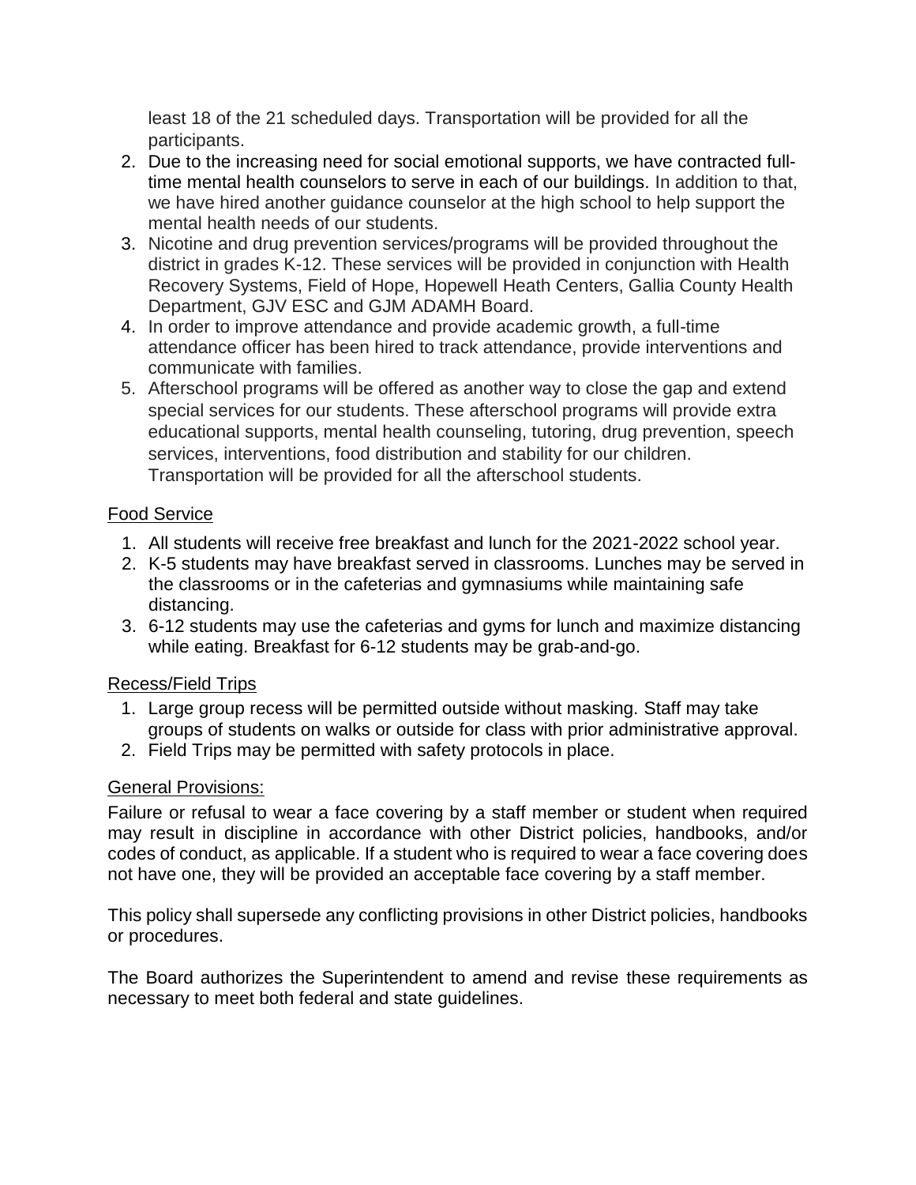least 18 of the 21 scheduled days. Transportation will be provided for all the participants.

2. Due to the increasing need for social emotional supports, we have contracted full-time mental health counselors to serve in each of our buildings. In addition to that, we have hired another guidance counselor at the high school to help support the mental health needs of our students.
3. Nicotine and drug prevention services/programs will be provided throughout the district in grades K-12. These services will be provided in conjunction with Health Recovery Systems, Field of Hope, Hopewell Heath Centers, Gallia County Health Department, GJV ESC and GJM ADAMH Board.
4. In order to improve attendance and provide academic growth, a full-time attendance officer has been hired to track attendance, provide interventions and communicate with families.
5. Afterschool programs will be offered as another way to close the gap and extend special services for our students. These afterschool programs will provide extra educational supports, mental health counseling, tutoring, drug prevention, speech services, interventions, food distribution and stability for our children. Transportation will be provided for all the afterschool students.

<u>Food Service</u>

1. All students will receive free breakfast and lunch for the 2021-2022 school year.
2. K-5 students may have breakfast served in classrooms. Lunches may be served in the classrooms or in the cafeterias and gymnasiums while maintaining safe distancing.
3. 6-12 students may use the cafeterias and gyms for lunch and maximize distancing while eating. Breakfast for 6-12 students may be grab-and-go.

<u>Recess/Field Trips</u>

1. Large group recess will be permitted outside without masking. Staff may take groups of students on walks or outside for class with prior administrative approval.
2. Field Trips may be permitted with safety protocols in place.

<u>General Provisions:</u>

Failure or refusal to wear a face covering by a staff member or student when required may result in discipline in accordance with other District policies, handbooks, and/or codes of conduct, as applicable. If a student who is required to wear a face covering does not have one, they will be provided an acceptable face covering by a staff member.

This policy shall supersede any conflicting provisions in other District policies, handbooks or procedures.

The Board authorizes the Superintendent to amend and revise these requirements as necessary to meet both federal and state guidelines.